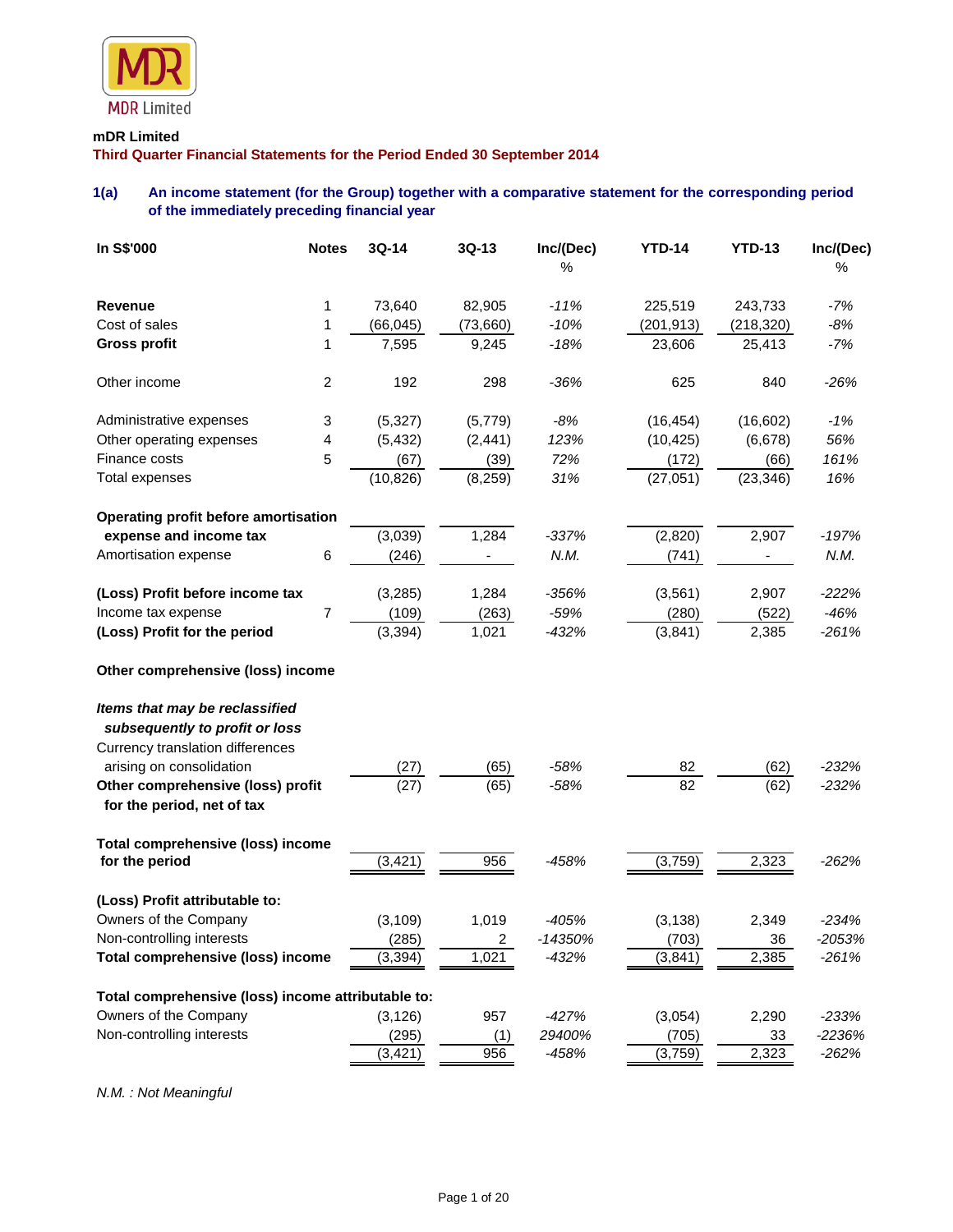**mDR Limited**

**Third Quarter Financial Statements for the Period Ended 30 September 2014**

### 1(a) An income statement (for the Group) together with a comparative statement for the corresponding period of the immediately preceding financial year

| In S$'000 | Notes | 3Q-14 | 3Q-13 | Inc/(Dec) % | YTD-14 | YTD-13 | Inc/(Dec) % |
|---|---|---|---|---|---|---|---|
| **Revenue** | 1 | 73,640 | 82,905 | *-11%* | 225,519 | 243,733 | *-7%* |
| Cost of sales | 1 | (66,045) | (73,660) | *-10%* | (201,913) | (218,320) | *-8%* |
| **Gross profit** | 1 | 7,595 | 9,245 | *-18%* | 23,606 | 25,413 | *-7%* |
| | | | | | | | |
| Other income | 2 | 192 | 298 | *-36%* | 625 | 840 | *-26%* |
| | | | | | | | |
| Administrative expenses | 3 | (5,327) | (5,779) | *-8%* | (16,454) | (16,602) | *-1%* |
| Other operating expenses | 4 | (5,432) | (2,441) | *123%* | (10,425) | (6,678) | *56%* |
| Finance costs | 5 | (67) | (39) | *72%* | (172) | (66) | *161%* |
| Total expenses | | (10,826) | (8,259) | *31%* | (27,051) | (23,346) | *16%* |
| | | | | | | | |
| **Operating profit before amortisation expense and income tax** | | (3,039) | 1,284 | *-337%* | (2,820) | 2,907 | *-197%* |
| Amortisation expense | 6 | (246) | - | *N.M.* | (741) | - | *N.M.* |
| | | | | | | | |
| **(Loss) Profit before income tax** | | (3,285) | 1,284 | *-356%* | (3,561) | 2,907 | *-222%* |
| Income tax expense | 7 | (109) | (263) | *-59%* | (280) | (522) | *-46%* |
| **(Loss) Profit for the period** | | (3,394) | 1,021 | *-432%* | (3,841) | 2,385 | *-261%* |
| | | | | | | | |
| **Other comprehensive (loss) income** | | | | | | | |
| | | | | | | | |
| ***Items that may be reclassified subsequently to profit or loss*** | | | | | | | |
| Currency translation differences arising on consolidation | | (27) | (65) | *-58%* | 82 | (62) | *-232%* |
| **Other comprehensive (loss) profit for the period, net of tax** | | (27) | (65) | *-58%* | 82 | (62) | *-232%* |
| | | | | | | | |
| **Total comprehensive (loss) income for the period** | | (3,421) | 956 | *-458%* | (3,759) | 2,323 | *-262%* |
| | | | | | | | |
| **(Loss) Profit attributable to:** | | | | | | | |
| Owners of the Company | | (3,109) | 1,019 | *-405%* | (3,138) | 2,349 | *-234%* |
| Non-controlling interests | | (285) | 2 | *-14350%* | (703) | 36 | *-2053%* |
| **Total comprehensive (loss) income** | | (3,394) | 1,021 | *-432%* | (3,841) | 2,385 | *-261%* |
| | | | | | | | |
| **Total comprehensive (loss) income attributable to:** | | | | | | | |
| Owners of the Company | | (3,126) | 957 | *-427%* | (3,054) | 2,290 | *-233%* |
| Non-controlling interests | | (295) | (1) | *29400%* | (705) | 33 | *-2236%* |
| | | (3,421) | 956 | *-458%* | (3,759) | 2,323 | *-262%* |

*N.M. : Not Meaningful*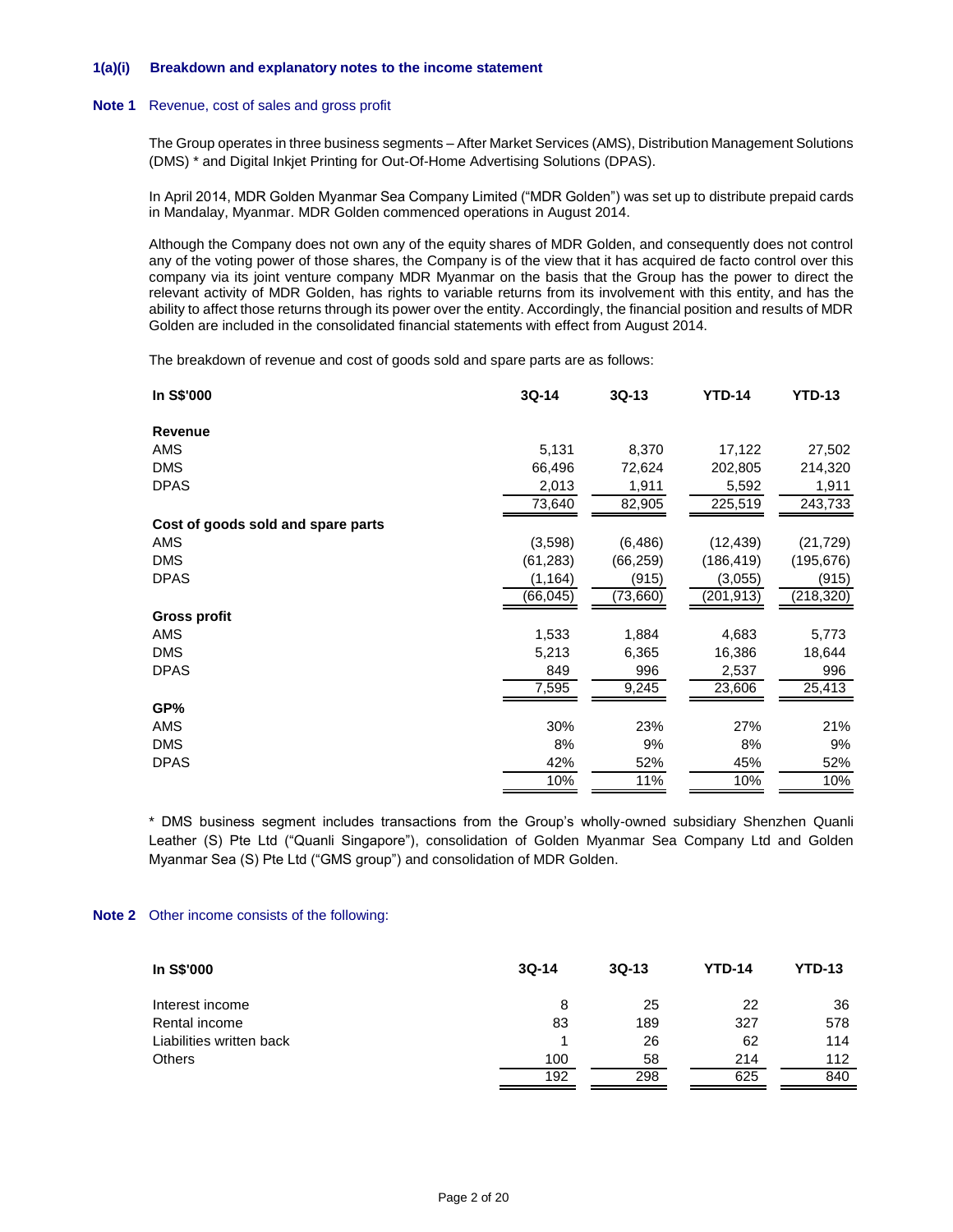### 1(a)(i) Breakdown and explanatory notes to the income statement

#### Note 1 Revenue, cost of sales and gross profit

The Group operates in three business segments – After Market Services (AMS), Distribution Management Solutions (DMS) * and Digital Inkjet Printing for Out-Of-Home Advertising Solutions (DPAS).

In April 2014, MDR Golden Myanmar Sea Company Limited ("MDR Golden") was set up to distribute prepaid cards in Mandalay, Myanmar. MDR Golden commenced operations in August 2014.

Although the Company does not own any of the equity shares of MDR Golden, and consequently does not control any of the voting power of those shares, the Company is of the view that it has acquired de facto control over this company via its joint venture company MDR Myanmar on the basis that the Group has the power to direct the relevant activity of MDR Golden, has rights to variable returns from its involvement with this entity, and has the ability to affect those returns through its power over the entity. Accordingly, the financial position and results of MDR Golden are included in the consolidated financial statements with effect from August 2014.

The breakdown of revenue and cost of goods sold and spare parts are as follows:

| In S$'000 | 3Q-14 | 3Q-13 | YTD-14 | YTD-13 |
|---|---|---|---|---|
| **Revenue** | | | | |
| AMS | 5,131 | 8,370 | 17,122 | 27,502 |
| DMS | 66,496 | 72,624 | 202,805 | 214,320 |
| DPAS | 2,013 | 1,911 | 5,592 | 1,911 |
| | 73,640 | 82,905 | 225,519 | 243,733 |
| **Cost of goods sold and spare parts** | | | | |
| AMS | (3,598) | (6,486) | (12,439) | (21,729) |
| DMS | (61,283) | (66,259) | (186,419) | (195,676) |
| DPAS | (1,164) | (915) | (3,055) | (915) |
| | (66,045) | (73,660) | (201,913) | (218,320) |
| **Gross profit** | | | | |
| AMS | 1,533 | 1,884 | 4,683 | 5,773 |
| DMS | 5,213 | 6,365 | 16,386 | 18,644 |
| DPAS | 849 | 996 | 2,537 | 996 |
| | 7,595 | 9,245 | 23,606 | 25,413 |
| **GP%** | | | | |
| AMS | 30% | 23% | 27% | 21% |
| DMS | 8% | 9% | 8% | 9% |
| DPAS | 42% | 52% | 45% | 52% |
| | 10% | 11% | 10% | 10% |

* DMS business segment includes transactions from the Group's wholly-owned subsidiary Shenzhen Quanli Leather (S) Pte Ltd ("Quanli Singapore"), consolidation of Golden Myanmar Sea Company Ltd and Golden Myanmar Sea (S) Pte Ltd ("GMS group") and consolidation of MDR Golden.

#### Note 2 Other income consists of the following:

| In S$'000 | 3Q-14 | 3Q-13 | YTD-14 | YTD-13 |
|---|---|---|---|---|
| Interest income | 8 | 25 | 22 | 36 |
| Rental income | 83 | 189 | 327 | 578 |
| Liabilities written back | 1 | 26 | 62 | 114 |
| Others | 100 | 58 | 214 | 112 |
| | 192 | 298 | 625 | 840 |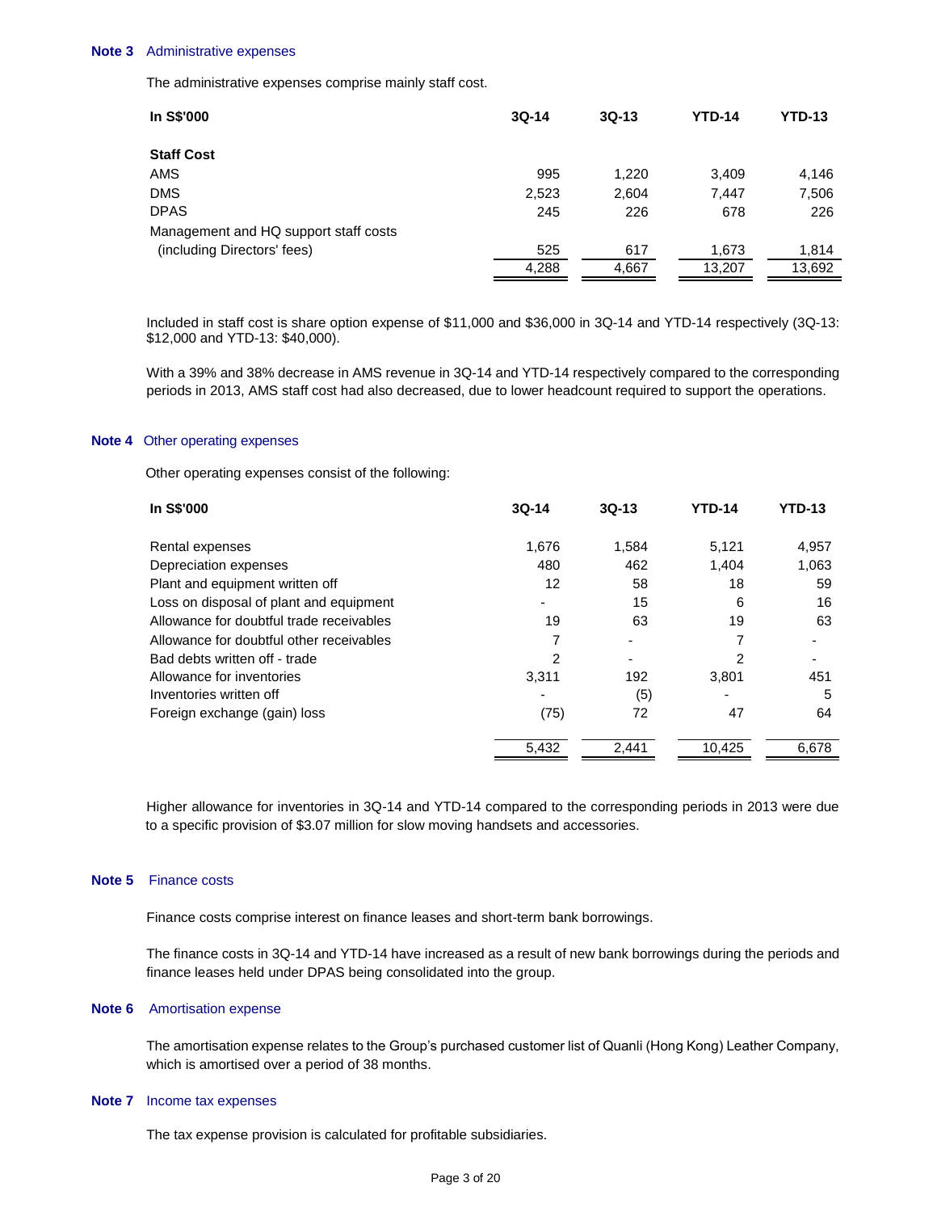### Note 3 Administrative expenses

The administrative expenses comprise mainly staff cost.

| In S$'000 | 3Q-14 | 3Q-13 | YTD-14 | YTD-13 |
|---|---|---|---|---|
| **Staff Cost** | | | | |
| AMS | 995 | 1,220 | 3,409 | 4,146 |
| DMS | 2,523 | 2,604 | 7,447 | 7,506 |
| DPAS | 245 | 226 | 678 | 226 |
| Management and HQ support staff costs (including Directors' fees) | 525 | 617 | 1,673 | 1,814 |
| | 4,288 | 4,667 | 13,207 | 13,692 |

Included in staff cost is share option expense of $11,000 and $36,000 in 3Q-14 and YTD-14 respectively (3Q-13: $12,000 and YTD-13: $40,000).

With a 39% and 38% decrease in AMS revenue in 3Q-14 and YTD-14 respectively compared to the corresponding periods in 2013, AMS staff cost had also decreased, due to lower headcount required to support the operations.

### Note 4 Other operating expenses

Other operating expenses consist of the following:

| In S$'000 | 3Q-14 | 3Q-13 | YTD-14 | YTD-13 |
|---|---|---|---|---|
| Rental expenses | 1,676 | 1,584 | 5,121 | 4,957 |
| Depreciation expenses | 480 | 462 | 1,404 | 1,063 |
| Plant and equipment written off | 12 | 58 | 18 | 59 |
| Loss on disposal of plant and equipment | - | 15 | 6 | 16 |
| Allowance for doubtful trade receivables | 19 | 63 | 19 | 63 |
| Allowance for doubtful other receivables | 7 | - | 7 | - |
| Bad debts written off - trade | 2 | - | 2 | - |
| Allowance for inventories | 3,311 | 192 | 3,801 | 451 |
| Inventories written off | - | (5) | - | 5 |
| Foreign exchange (gain) loss | (75) | 72 | 47 | 64 |
| | 5,432 | 2,441 | 10,425 | 6,678 |

Higher allowance for inventories in 3Q-14 and YTD-14 compared to the corresponding periods in 2013 were due to a specific provision of $3.07 million for slow moving handsets and accessories.

### Note 5 Finance costs

Finance costs comprise interest on finance leases and short-term bank borrowings.

The finance costs in 3Q-14 and YTD-14 have increased as a result of new bank borrowings during the periods and finance leases held under DPAS being consolidated into the group.

### Note 6 Amortisation expense

The amortisation expense relates to the Group's purchased customer list of Quanli (Hong Kong) Leather Company, which is amortised over a period of 38 months.

### Note 7 Income tax expenses

The tax expense provision is calculated for profitable subsidiaries.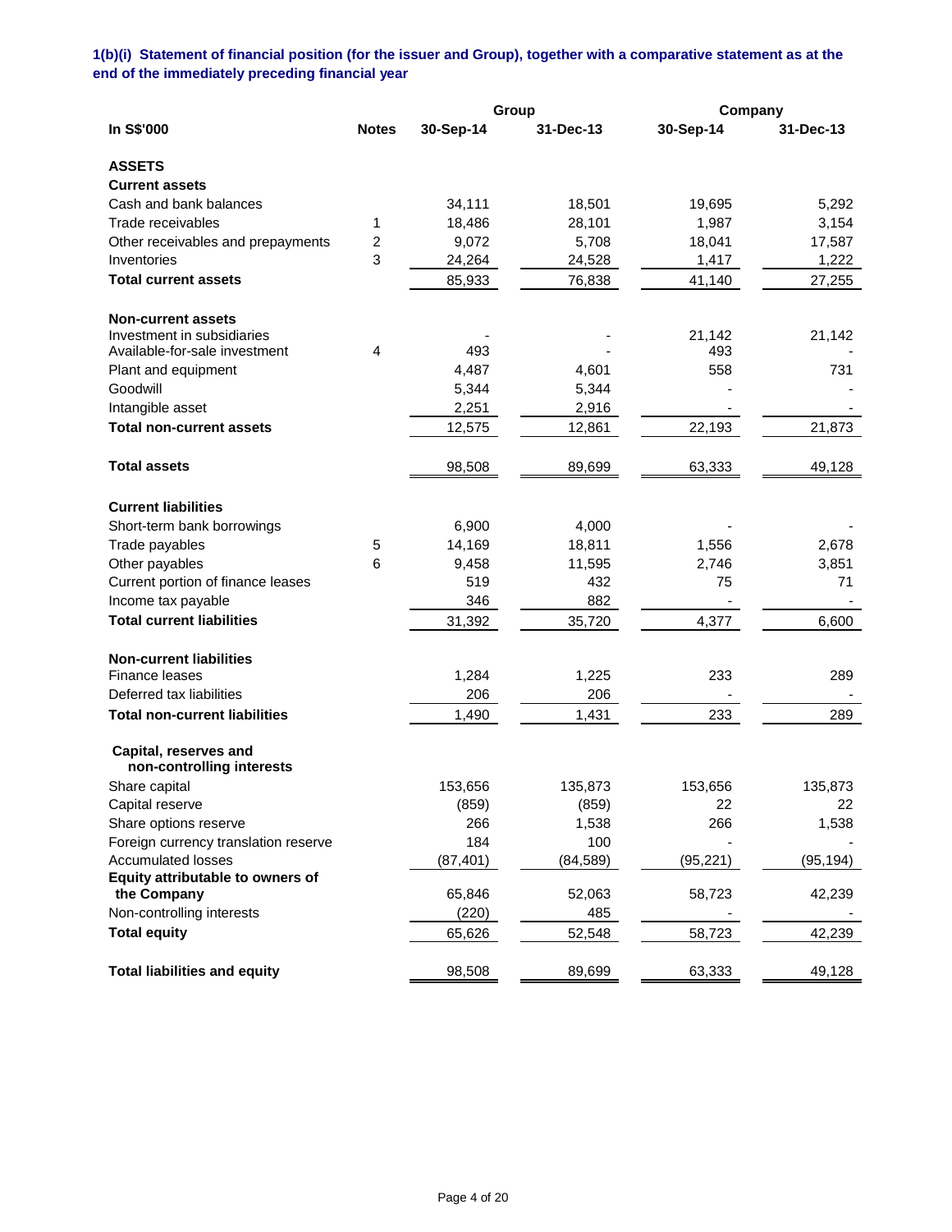**1(b)(i) Statement of financial position (for the issuer and Group), together with a comparative statement as at the end of the immediately preceding financial year**

| In S$'000 | Notes | Group 30-Sep-14 | Group 31-Dec-13 | Company 30-Sep-14 | Company 31-Dec-13 |
|---|---|---|---|---|---|
| **ASSETS** | | | | | |
| **Current assets** | | | | | |
| Cash and bank balances | | 34,111 | 18,501 | 19,695 | 5,292 |
| Trade receivables | 1 | 18,486 | 28,101 | 1,987 | 3,154 |
| Other receivables and prepayments | 2 | 9,072 | 5,708 | 18,041 | 17,587 |
| Inventories | 3 | 24,264 | 24,528 | 1,417 | 1,222 |
| **Total current assets** | | 85,933 | 76,838 | 41,140 | 27,255 |
| **Non-current assets** | | | | | |
| Investment in subsidiaries | | - | - | 21,142 | 21,142 |
| Available-for-sale investment | 4 | 493 | - | 493 | - |
| Plant and equipment | | 4,487 | 4,601 | 558 | 731 |
| Goodwill | | 5,344 | 5,344 | - | - |
| Intangible asset | | 2,251 | 2,916 | - | - |
| **Total non-current assets** | | 12,575 | 12,861 | 22,193 | 21,873 |
| **Total assets** | | 98,508 | 89,699 | 63,333 | 49,128 |
| **Current liabilities** | | | | | |
| Short-term bank borrowings | | 6,900 | 4,000 | - | - |
| Trade payables | 5 | 14,169 | 18,811 | 1,556 | 2,678 |
| Other payables | 6 | 9,458 | 11,595 | 2,746 | 3,851 |
| Current portion of finance leases | | 519 | 432 | 75 | 71 |
| Income tax payable | | 346 | 882 | - | - |
| **Total current liabilities** | | 31,392 | 35,720 | 4,377 | 6,600 |
| **Non-current liabilities** | | | | | |
| Finance leases | | 1,284 | 1,225 | 233 | 289 |
| Deferred tax liabilities | | 206 | 206 | - | - |
| **Total non-current liabilities** | | 1,490 | 1,431 | 233 | 289 |
| **Capital, reserves and non-controlling interests** | | | | | |
| Share capital | | 153,656 | 135,873 | 153,656 | 135,873 |
| Capital reserve | | (859) | (859) | 22 | 22 |
| Share options reserve | | 266 | 1,538 | 266 | 1,538 |
| Foreign currency translation reserve | | 184 | 100 | - | - |
| Accumulated losses | | (87,401) | (84,589) | (95,221) | (95,194) |
| **Equity attributable to owners of the Company** | | 65,846 | 52,063 | 58,723 | 42,239 |
| Non-controlling interests | | (220) | 485 | - | - |
| **Total equity** | | 65,626 | 52,548 | 58,723 | 42,239 |
| **Total liabilities and equity** | | 98,508 | 89,699 | 63,333 | 49,128 |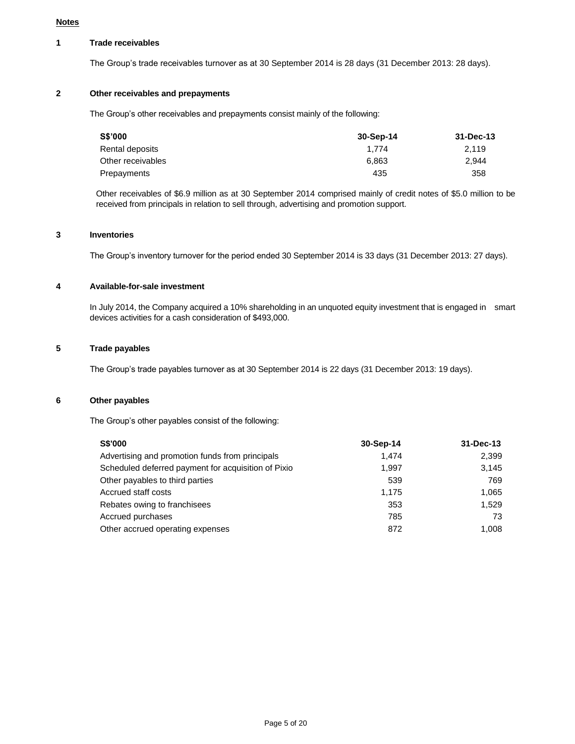**Notes**

**1 Trade receivables**

The Group's trade receivables turnover as at 30 September 2014 is 28 days (31 December 2013: 28 days).

**2 Other receivables and prepayments**

The Group's other receivables and prepayments consist mainly of the following:

| S$'000 | 30-Sep-14 | 31-Dec-13 |
|---|---|---|
| Rental deposits | 1,774 | 2,119 |
| Other receivables | 6,863 | 2,944 |
| Prepayments | 435 | 358 |

Other receivables of $6.9 million as at 30 September 2014 comprised mainly of credit notes of $5.0 million to be received from principals in relation to sell through, advertising and promotion support.

**3 Inventories**

The Group's inventory turnover for the period ended 30 September 2014 is 33 days (31 December 2013: 27 days).

**4 Available-for-sale investment**

In July 2014, the Company acquired a 10% shareholding in an unquoted equity investment that is engaged in smart devices activities for a cash consideration of $493,000.

**5 Trade payables**

The Group's trade payables turnover as at 30 September 2014 is 22 days (31 December 2013: 19 days).

**6 Other payables**

The Group's other payables consist of the following:

| S$'000 | 30-Sep-14 | 31-Dec-13 |
|---|---|---|
| Advertising and promotion funds from principals | 1,474 | 2,399 |
| Scheduled deferred payment for acquisition of Pixio | 1,997 | 3,145 |
| Other payables to third parties | 539 | 769 |
| Accrued staff costs | 1,175 | 1,065 |
| Rebates owing to franchisees | 353 | 1,529 |
| Accrued purchases | 785 | 73 |
| Other accrued operating expenses | 872 | 1,008 |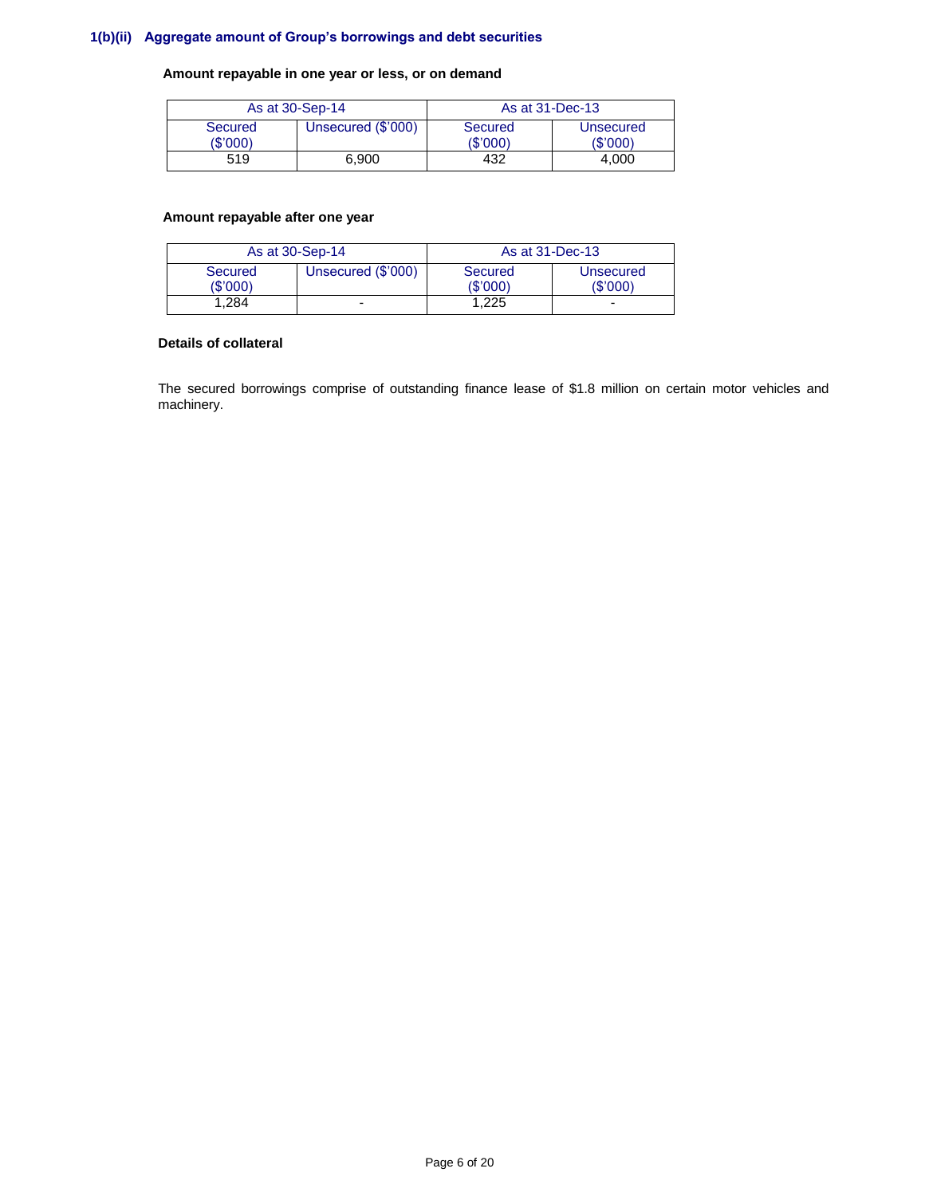### 1(b)(ii) Aggregate amount of Group's borrowings and debt securities

**Amount repayable in one year or less, or on demand**

| As at 30-Sep-14 | | As at 31-Dec-13 | |
|---|---|---|---|
| Secured ($'000) | Unsecured ($'000) | Secured ($'000) | Unsecured ($'000) |
| 519 | 6,900 | 432 | 4,000 |

**Amount repayable after one year**

| As at 30-Sep-14 | | As at 31-Dec-13 | |
|---|---|---|---|
| Secured ($'000) | Unsecured ($'000) | Secured ($'000) | Unsecured ($'000) |
| 1,284 | - | 1,225 | - |

**Details of collateral**

The secured borrowings comprise of outstanding finance lease of $1.8 million on certain motor vehicles and machinery.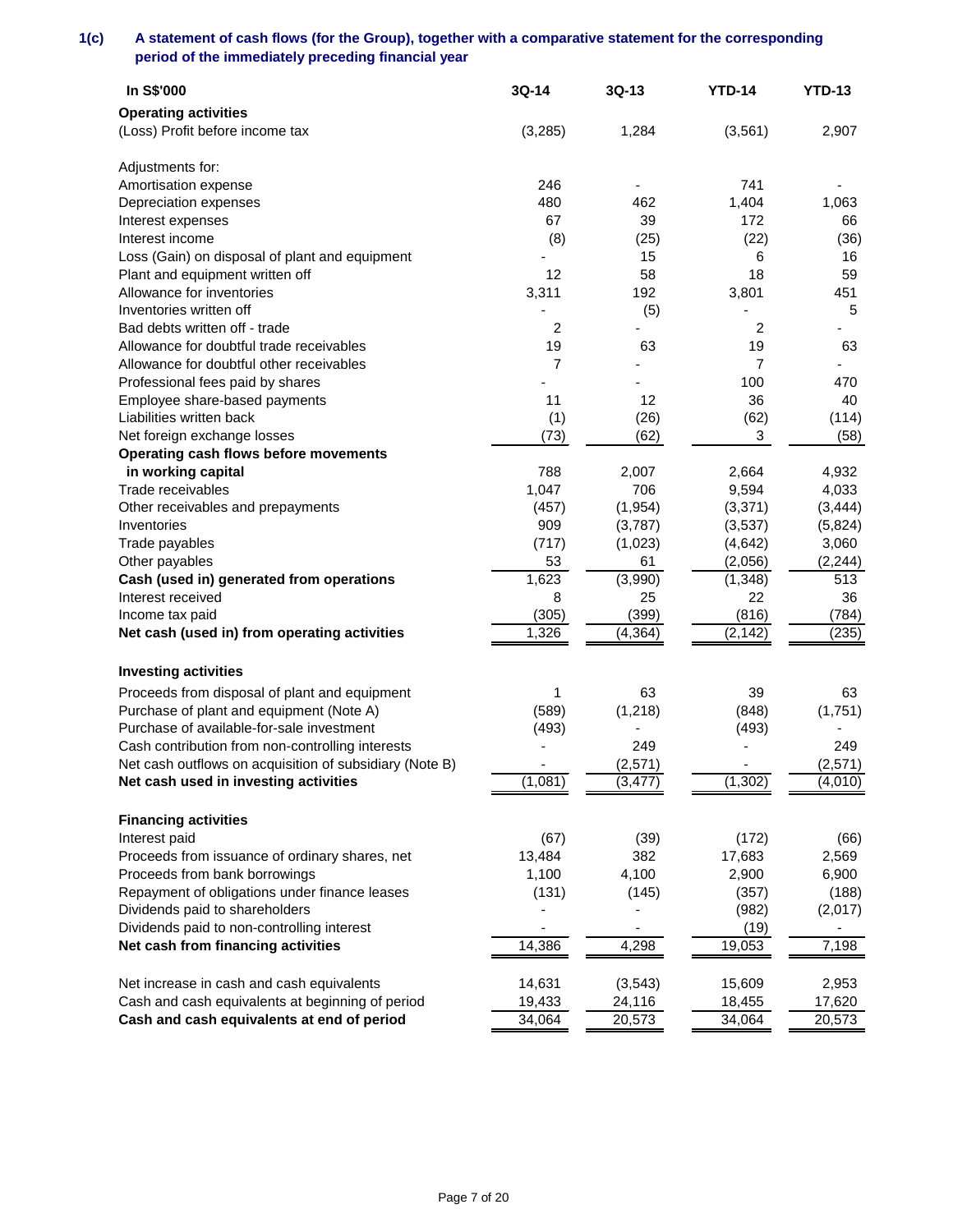**1(c) A statement of cash flows (for the Group), together with a comparative statement for the corresponding period of the immediately preceding financial year**

| In S$'000 | 3Q-14 | 3Q-13 | YTD-14 | YTD-13 |
|---|---|---|---|---|
| **Operating activities** | | | | |
| (Loss) Profit before income tax | (3,285) | 1,284 | (3,561) | 2,907 |
| | | | | |
| Adjustments for: | | | | |
| Amortisation expense | 246 | - | 741 | - |
| Depreciation expenses | 480 | 462 | 1,404 | 1,063 |
| Interest expenses | 67 | 39 | 172 | 66 |
| Interest income | (8) | (25) | (22) | (36) |
| Loss (Gain) on disposal of plant and equipment | - | 15 | 6 | 16 |
| Plant and equipment written off | 12 | 58 | 18 | 59 |
| Allowance for inventories | 3,311 | 192 | 3,801 | 451 |
| Inventories written off | - | (5) | - | 5 |
| Bad debts written off - trade | 2 | - | 2 | - |
| Allowance for doubtful trade receivables | 19 | 63 | 19 | 63 |
| Allowance for doubtful other receivables | 7 | - | 7 | - |
| Professional fees paid by shares | - | - | 100 | 470 |
| Employee share-based payments | 11 | 12 | 36 | 40 |
| Liabilities written back | (1) | (26) | (62) | (114) |
| Net foreign exchange losses | (73) | (62) | 3 | (58) |
| **Operating cash flows before movements in working capital** | 788 | 2,007 | 2,664 | 4,932 |
| Trade receivables | 1,047 | 706 | 9,594 | 4,033 |
| Other receivables and prepayments | (457) | (1,954) | (3,371) | (3,444) |
| Inventories | 909 | (3,787) | (3,537) | (5,824) |
| Trade payables | (717) | (1,023) | (4,642) | 3,060 |
| Other payables | 53 | 61 | (2,056) | (2,244) |
| **Cash (used in) generated from operations** | 1,623 | (3,990) | (1,348) | 513 |
| Interest received | 8 | 25 | 22 | 36 |
| Income tax paid | (305) | (399) | (816) | (784) |
| **Net cash (used in) from operating activities** | 1,326 | (4,364) | (2,142) | (235) |
| | | | | |
| **Investing activities** | | | | |
| Proceeds from disposal of plant and equipment | 1 | 63 | 39 | 63 |
| Purchase of plant and equipment (Note A) | (589) | (1,218) | (848) | (1,751) |
| Purchase of available-for-sale investment | (493) | - | (493) | - |
| Cash contribution from non-controlling interests | - | 249 | - | 249 |
| Net cash outflows on acquisition of subsidiary (Note B) | - | (2,571) | - | (2,571) |
| **Net cash used in investing activities** | (1,081) | (3,477) | (1,302) | (4,010) |
| | | | | |
| **Financing activities** | | | | |
| Interest paid | (67) | (39) | (172) | (66) |
| Proceeds from issuance of ordinary shares, net | 13,484 | 382 | 17,683 | 2,569 |
| Proceeds from bank borrowings | 1,100 | 4,100 | 2,900 | 6,900 |
| Repayment of obligations under finance leases | (131) | (145) | (357) | (188) |
| Dividends paid to shareholders | - | - | (982) | (2,017) |
| Dividends paid to non-controlling interest | - | - | (19) | - |
| **Net cash from financing activities** | 14,386 | 4,298 | 19,053 | 7,198 |
| | | | | |
| Net increase in cash and cash equivalents | 14,631 | (3,543) | 15,609 | 2,953 |
| Cash and cash equivalents at beginning of period | 19,433 | 24,116 | 18,455 | 17,620 |
| **Cash and cash equivalents at end of period** | 34,064 | 20,573 | 34,064 | 20,573 |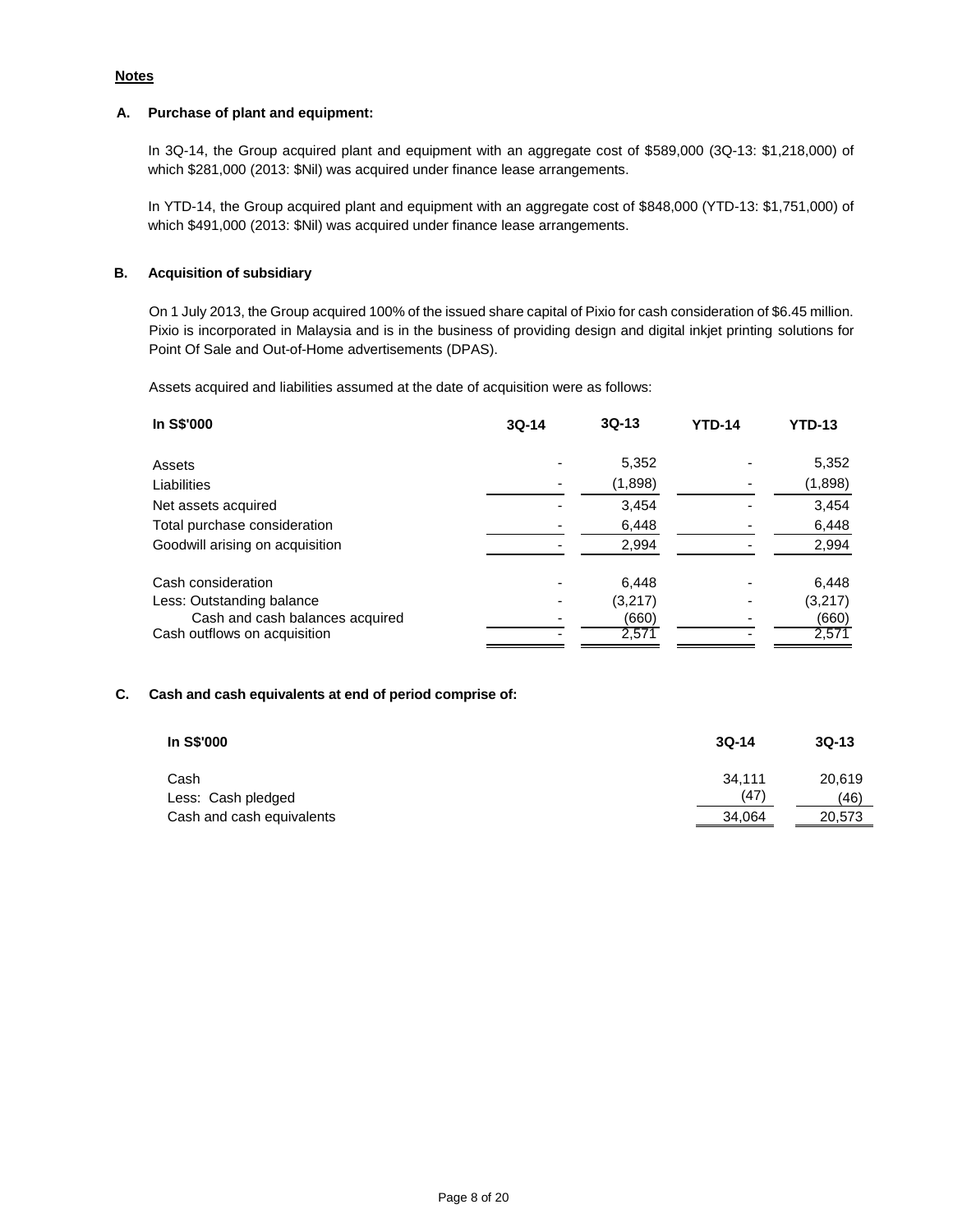**Notes**

**A. Purchase of plant and equipment:**

In 3Q-14, the Group acquired plant and equipment with an aggregate cost of $589,000 (3Q-13: $1,218,000) of which $281,000 (2013: $Nil) was acquired under finance lease arrangements.

In YTD-14, the Group acquired plant and equipment with an aggregate cost of $848,000 (YTD-13: $1,751,000) of which $491,000 (2013: $Nil) was acquired under finance lease arrangements.

**B. Acquisition of subsidiary**

On 1 July 2013, the Group acquired 100% of the issued share capital of Pixio for cash consideration of $6.45 million. Pixio is incorporated in Malaysia and is in the business of providing design and digital inkjet printing solutions for Point Of Sale and Out-of-Home advertisements (DPAS).

Assets acquired and liabilities assumed at the date of acquisition were as follows:

| In S$'000 | 3Q-14 | 3Q-13 | YTD-14 | YTD-13 |
|---|---|---|---|---|
| Assets | - | 5,352 | - | 5,352 |
| Liabilities | - | (1,898) | - | (1,898) |
| Net assets acquired | - | 3,454 | - | 3,454 |
| Total purchase consideration | - | 6,448 | - | 6,448 |
| Goodwill arising on acquisition | - | 2,994 | - | 2,994 |
| | | | | |
| Cash consideration | - | 6,448 | - | 6,448 |
| Less: Outstanding balance | - | (3,217) | - | (3,217) |
| Cash and cash balances acquired | - | (660) | - | (660) |
| Cash outflows on acquisition | - | 2,571 | - | 2,571 |

**C. Cash and cash equivalents at end of period comprise of:**

| In S$'000 | 3Q-14 | 3Q-13 |
|---|---|---|
| Cash | 34,111 | 20,619 |
| Less: Cash pledged | (47) | (46) |
| Cash and cash equivalents | 34,064 | 20,573 |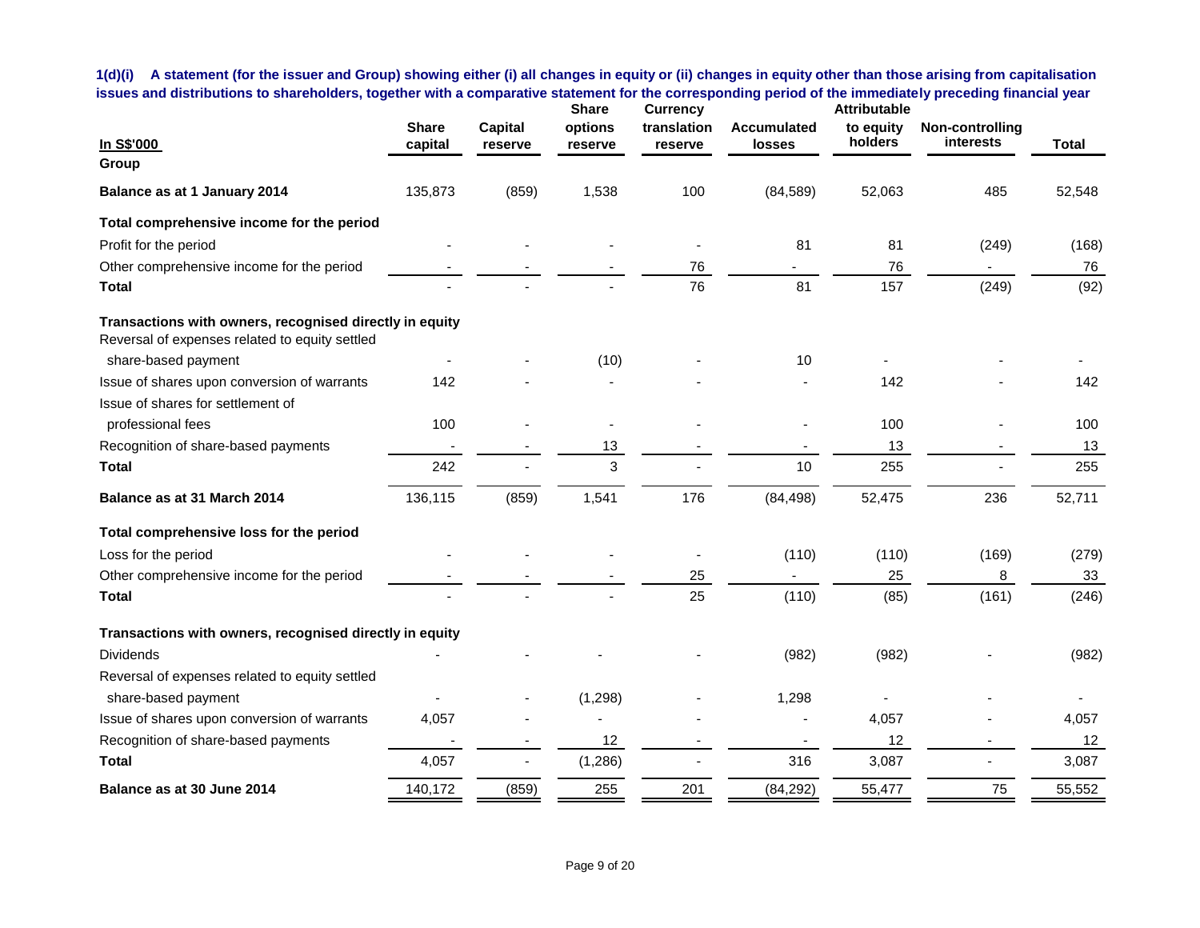**1(d)(i) A statement (for the issuer and Group) showing either (i) all changes in equity or (ii) changes in equity other than those arising from capitalisation issues and distributions to shareholders, together with a comparative statement for the corresponding period of the immediately preceding financial year**

| In S$'000 | Share capital | Capital reserve | Share options reserve | Currency translation reserve | Accumulated losses | Attributable to equity holders | Non-controlling interests | Total |
|---|---|---|---|---|---|---|---|---|
| **Group** | | | | | | | | |
| **Balance as at 1 January 2014** | 135,873 | (859) | 1,538 | 100 | (84,589) | 52,063 | 485 | 52,548 |
| **Total comprehensive income for the period** | | | | | | | | |
| Profit for the period | - | - | - | - | 81 | 81 | (249) | (168) |
| Other comprehensive income for the period | - | - | - | 76 | - | 76 | - | 76 |
| **Total** | - | - | - | 76 | 81 | 157 | (249) | (92) |
| **Transactions with owners, recognised directly in equity** | | | | | | | | |
| Reversal of expenses related to equity settled share-based payment | - | - | (10) | - | 10 | - | - | - |
| Issue of shares upon conversion of warrants | 142 | - | - | - | - | 142 | - | 142 |
| Issue of shares for settlement of professional fees | 100 | - | - | - | - | 100 | - | 100 |
| Recognition of share-based payments | - | - | 13 | - | - | 13 | - | 13 |
| **Total** | 242 | - | 3 | - | 10 | 255 | - | 255 |
| **Balance as at 31 March 2014** | 136,115 | (859) | 1,541 | 176 | (84,498) | 52,475 | 236 | 52,711 |
| **Total comprehensive loss for the period** | | | | | | | | |
| Loss for the period | - | - | - | - | (110) | (110) | (169) | (279) |
| Other comprehensive income for the period | - | - | - | 25 | - | 25 | 8 | 33 |
| **Total** | - | - | - | 25 | (110) | (85) | (161) | (246) |
| **Transactions with owners, recognised directly in equity** | | | | | | | | |
| Dividends | - | - | - | - | (982) | (982) | - | (982) |
| Reversal of expenses related to equity settled share-based payment | - | - | (1,298) | - | 1,298 | - | - | - |
| Issue of shares upon conversion of warrants | 4,057 | - | - | - | - | 4,057 | - | 4,057 |
| Recognition of share-based payments | - | - | 12 | - | - | 12 | - | 12 |
| **Total** | 4,057 | - | (1,286) | - | 316 | 3,087 | - | 3,087 |
| **Balance as at 30 June 2014** | 140,172 | (859) | 255 | 201 | (84,292) | 55,477 | 75 | 55,552 |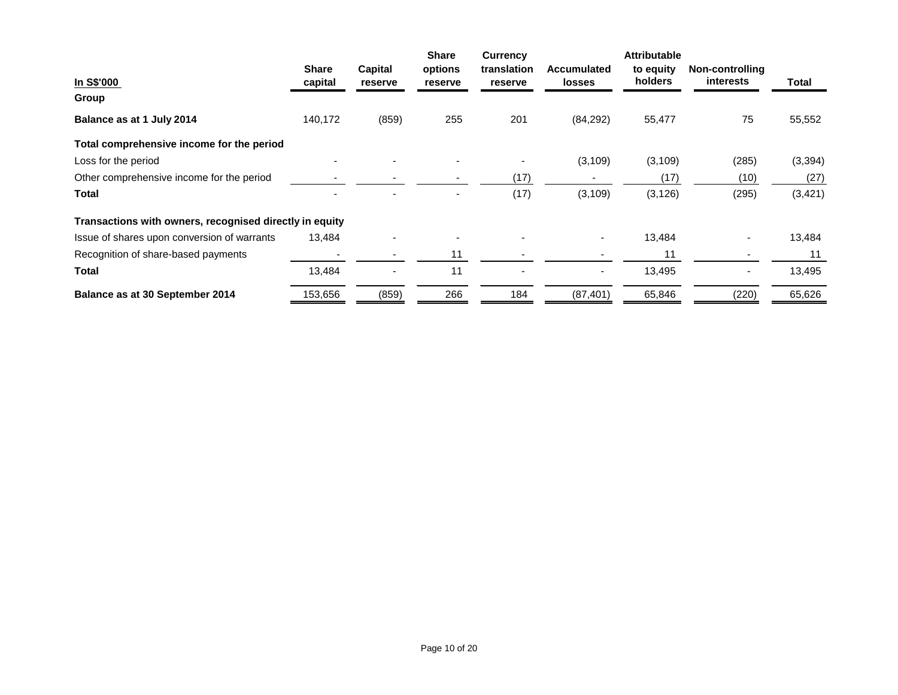| In S$'000 | Share capital | Capital reserve | Share options reserve | Currency translation reserve | Accumulated losses | Attributable to equity holders | Non-controlling interests | Total |
|---|---|---|---|---|---|---|---|---|
| **Group** | | | | | | | | |
| **Balance as at 1 July 2014** | 140,172 | (859) | 255 | 201 | (84,292) | 55,477 | 75 | 55,552 |
| **Total comprehensive income for the period** | | | | | | | | |
| Loss for the period | - | - | - | - | (3,109) | (3,109) | (285) | (3,394) |
| Other comprehensive income for the period | - | - | - | (17) | - | (17) | (10) | (27) |
| **Total** | - | - | - | (17) | (3,109) | (3,126) | (295) | (3,421) |
| **Transactions with owners, recognised directly in equity** | | | | | | | | |
| Issue of shares upon conversion of warrants | 13,484 | - | - | - | - | 13,484 | - | 13,484 |
| Recognition of share-based payments | - | - | 11 | - | - | 11 | - | 11 |
| **Total** | 13,484 | - | 11 | - | - | 13,495 | - | 13,495 |
| **Balance as at 30 September 2014** | 153,656 | (859) | 266 | 184 | (87,401) | 65,846 | (220) | 65,626 |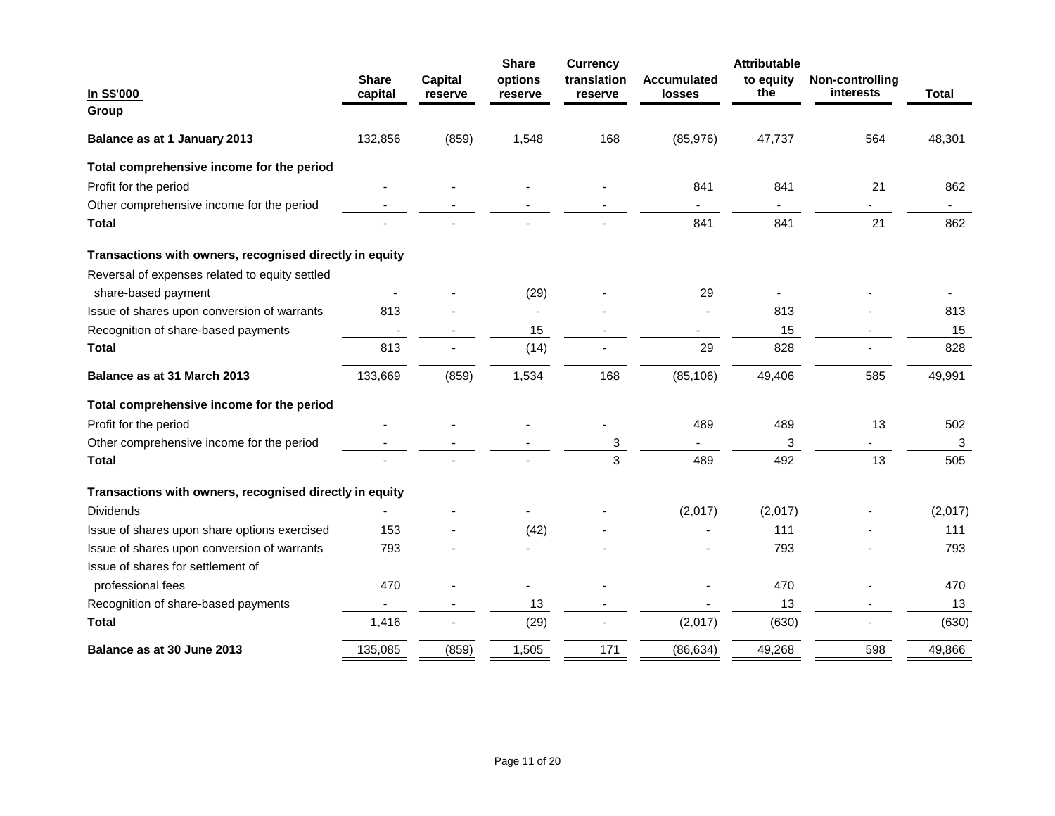| In S$'000 | Share capital | Capital reserve | Share options reserve | Currency translation reserve | Accumulated losses | Attributable to equity the | Non-controlling interests | Total |
|---|---|---|---|---|---|---|---|---|
| **Group** | | | | | | | | |
| **Balance as at 1 January 2013** | 132,856 | (859) | 1,548 | 168 | (85,976) | 47,737 | 564 | 48,301 |
| **Total comprehensive income for the period** | | | | | | | | |
| Profit for the period | - | - | - | - | 841 | 841 | 21 | 862 |
| Other comprehensive income for the period | - | - | - | - | - | - | - | - |
| **Total** | - | - | - | - | 841 | 841 | 21 | 862 |
| **Transactions with owners, recognised directly in equity** | | | | | | | | |
| Reversal of expenses related to equity settled share-based payment | - | - | (29) | - | 29 | - | - | - |
| Issue of shares upon conversion of warrants | 813 | - | - | - | - | 813 | - | 813 |
| Recognition of share-based payments | - | - | 15 | - | - | 15 | - | 15 |
| **Total** | 813 | - | (14) | - | 29 | 828 | - | 828 |
| **Balance as at 31 March 2013** | 133,669 | (859) | 1,534 | 168 | (85,106) | 49,406 | 585 | 49,991 |
| **Total comprehensive income for the period** | | | | | | | | |
| Profit for the period | - | - | - | - | 489 | 489 | 13 | 502 |
| Other comprehensive income for the period | - | - | - | 3 | - | 3 | - | 3 |
| **Total** | - | - | - | 3 | 489 | 492 | 13 | 505 |
| **Transactions with owners, recognised directly in equity** | | | | | | | | |
| Dividends | - | - | - | - | (2,017) | (2,017) | - | (2,017) |
| Issue of shares upon share options exercised | 153 | - | (42) | - | - | 111 | - | 111 |
| Issue of shares upon conversion of warrants | 793 | - | - | - | - | 793 | - | 793 |
| Issue of shares for settlement of professional fees | 470 | - | - | - | - | 470 | - | 470 |
| Recognition of share-based payments | - | - | 13 | - | - | 13 | - | 13 |
| **Total** | 1,416 | - | (29) | - | (2,017) | (630) | - | (630) |
| **Balance as at 30 June 2013** | 135,085 | (859) | 1,505 | 171 | (86,634) | 49,268 | 598 | 49,866 |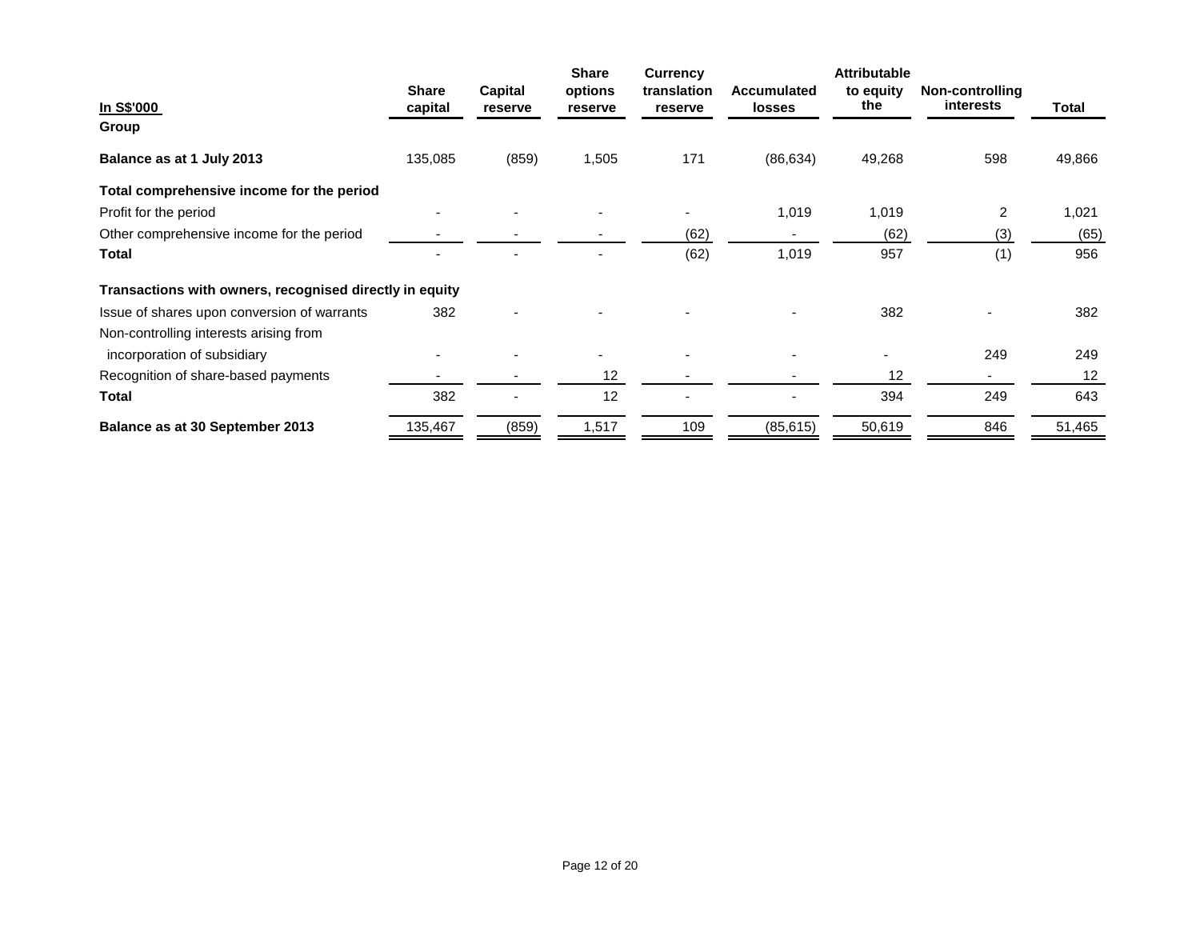| In S$'000 | Share capital | Capital reserve | Share options reserve | Currency translation reserve | Accumulated losses | Attributable to equity the | Non-controlling interests | Total |
|---|---|---|---|---|---|---|---|---|
| **Group** | | | | | | | | |
| **Balance as at 1 July 2013** | 135,085 | (859) | 1,505 | 171 | (86,634) | 49,268 | 598 | 49,866 |
| **Total comprehensive income for the period** | | | | | | | | |
| Profit for the period | - | - | - | - | 1,019 | 1,019 | 2 | 1,021 |
| Other comprehensive income for the period | - | - | - | (62) | - | (62) | (3) | (65) |
| **Total** | - | - | - | (62) | 1,019 | 957 | (1) | 956 |
| **Transactions with owners, recognised directly in equity** | | | | | | | | |
| Issue of shares upon conversion of warrants | 382 | - | - | - | - | 382 | - | 382 |
| Non-controlling interests arising from incorporation of subsidiary | - | - | - | - | - | - | 249 | 249 |
| Recognition of share-based payments | - | - | 12 | - | - | 12 | - | 12 |
| **Total** | 382 | - | 12 | - | - | 394 | 249 | 643 |
| **Balance as at 30 September 2013** | 135,467 | (859) | 1,517 | 109 | (85,615) | 50,619 | 846 | 51,465 |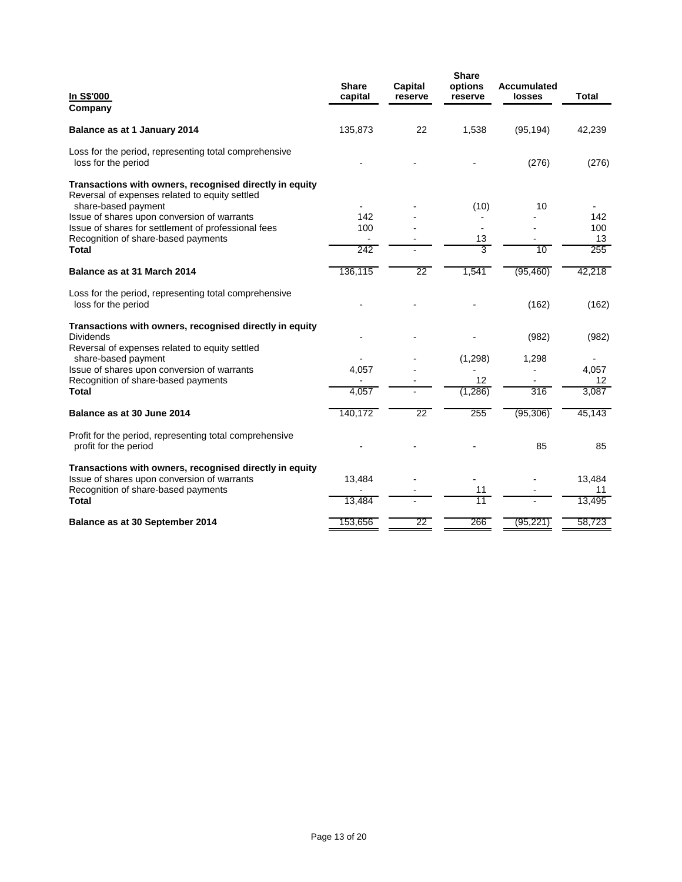| In S$'000 | Share capital | Capital reserve | Share options reserve | Accumulated losses | Total |
|---|---|---|---|---|---|
| **Company** | | | | | |
| **Balance as at 1 January 2014** | 135,873 | 22 | 1,538 | (95,194) | 42,239 |
| Loss for the period, representing total comprehensive loss for the period | - | - | - | (276) | (276) |
| **Transactions with owners, recognised directly in equity** | | | | | |
| Reversal of expenses related to equity settled share-based payment | - | - | (10) | 10 | - |
| Issue of shares upon conversion of warrants | 142 | - | - | - | 142 |
| Issue of shares for settlement of professional fees | 100 | - | - | - | 100 |
| Recognition of share-based payments | - | - | 13 | - | 13 |
| **Total** | 242 | - | 3 | 10 | 255 |
| **Balance as at 31 March 2014** | 136,115 | 22 | 1,541 | (95,460) | 42,218 |
| Loss for the period, representing total comprehensive loss for the period | - | - | - | (162) | (162) |
| **Transactions with owners, recognised directly in equity** | | | | | |
| Dividends | - | - | - | (982) | (982) |
| Reversal of expenses related to equity settled share-based payment | - | - | (1,298) | 1,298 | - |
| Issue of shares upon conversion of warrants | 4,057 | - | - | - | 4,057 |
| Recognition of share-based payments | - | - | 12 | - | 12 |
| **Total** | 4,057 | - | (1,286) | 316 | 3,087 |
| **Balance as at 30 June 2014** | 140,172 | 22 | 255 | (95,306) | 45,143 |
| Profit for the period, representing total comprehensive profit for the period | - | - | - | 85 | 85 |
| **Transactions with owners, recognised directly in equity** | | | | | |
| Issue of shares upon conversion of warrants | 13,484 | - | - | - | 13,484 |
| Recognition of share-based payments | - | - | 11 | - | 11 |
| **Total** | 13,484 | - | 11 | - | 13,495 |
| **Balance as at 30 September 2014** | 153,656 | 22 | 266 | (95,221) | 58,723 |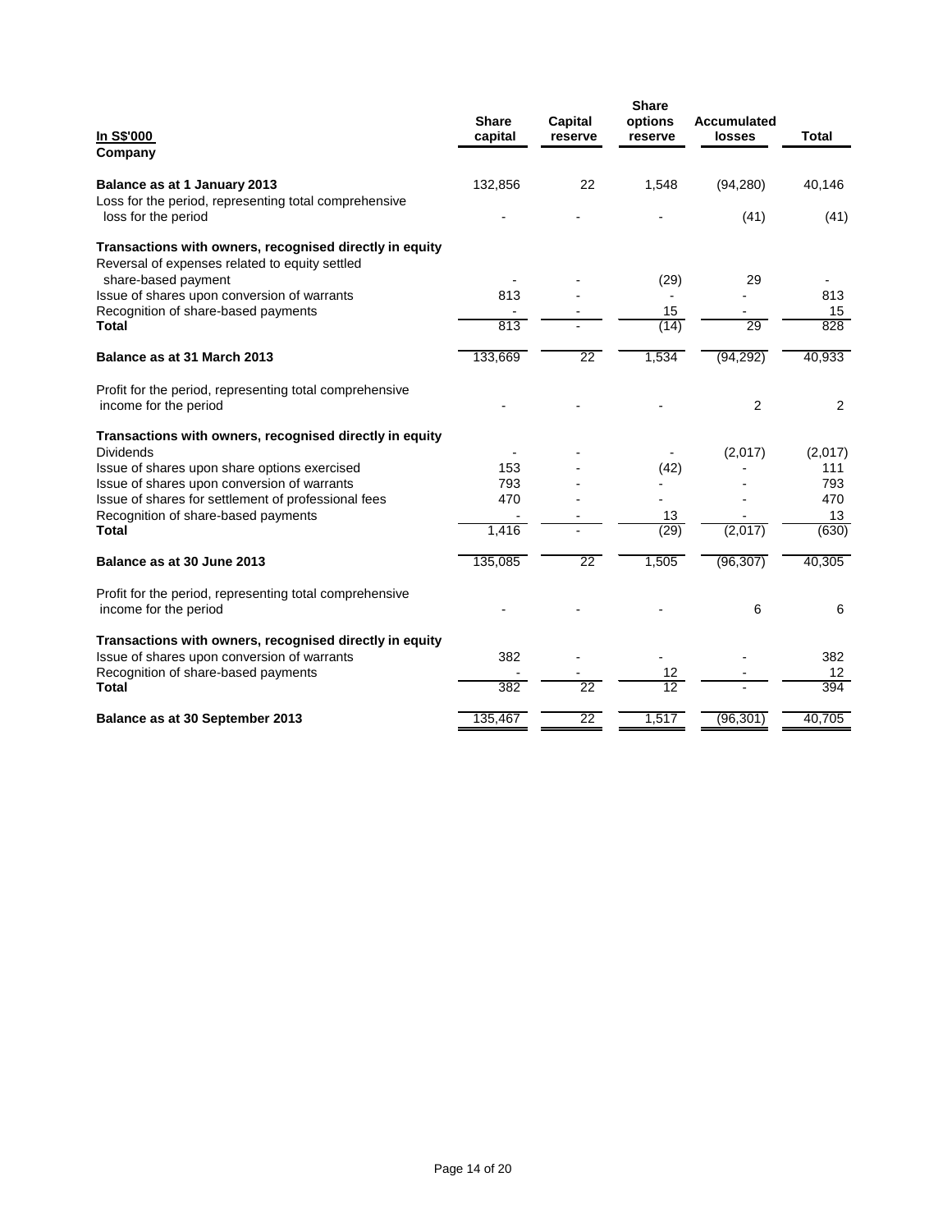| In S$'000 | Share capital | Capital reserve | Share options reserve | Accumulated losses | Total |
|---|---|---|---|---|---|
| **Company** | | | | | |
| **Balance as at 1 January 2013** | 132,856 | 22 | 1,548 | (94,280) | 40,146 |
| Loss for the period, representing total comprehensive loss for the period | - | - | - | (41) | (41) |
| **Transactions with owners, recognised directly in equity** | | | | | |
| Reversal of expenses related to equity settled share-based payment | - | - | (29) | 29 | - |
| Issue of shares upon conversion of warrants | 813 | - | - | - | 813 |
| Recognition of share-based payments | - | - | 15 | - | 15 |
| **Total** | 813 | - | (14) | 29 | 828 |
| **Balance as at 31 March 2013** | 133,669 | 22 | 1,534 | (94,292) | 40,933 |
| Profit for the period, representing total comprehensive income for the period | - | - | - | 2 | 2 |
| **Transactions with owners, recognised directly in equity** | | | | | |
| Dividends | - | - | - | (2,017) | (2,017) |
| Issue of shares upon share options exercised | 153 | - | (42) | - | 111 |
| Issue of shares upon conversion of warrants | 793 | - | - | - | 793 |
| Issue of shares for settlement of professional fees | 470 | - | - | - | 470 |
| Recognition of share-based payments | - | - | 13 | - | 13 |
| **Total** | 1,416 | - | (29) | (2,017) | (630) |
| **Balance as at 30 June 2013** | 135,085 | 22 | 1,505 | (96,307) | 40,305 |
| Profit for the period, representing total comprehensive income for the period | - | - | - | 6 | 6 |
| **Transactions with owners, recognised directly in equity** | | | | | |
| Issue of shares upon conversion of warrants | 382 | - | - | - | 382 |
| Recognition of share-based payments | - | - | 12 | - | 12 |
| **Total** | 382 | 22 | 12 | - | 394 |
| **Balance as at 30 September 2013** | 135,467 | 22 | 1,517 | (96,301) | 40,705 |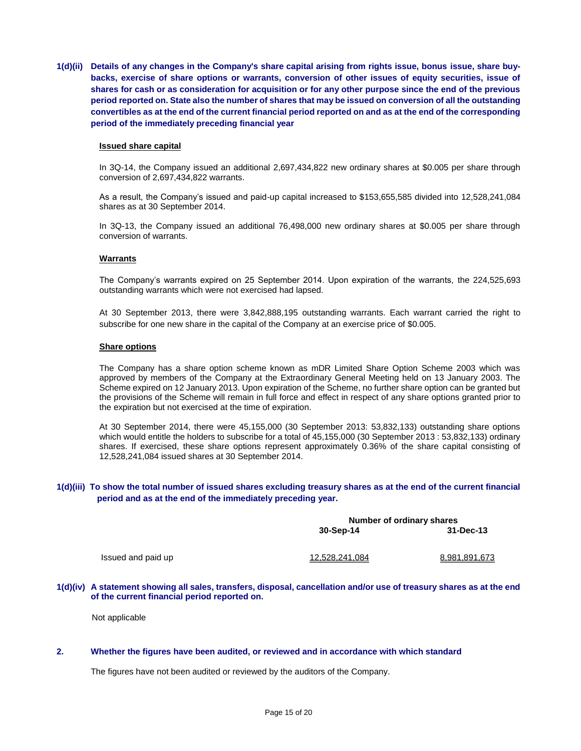**1(d)(ii) Details of any changes in the Company's share capital arising from rights issue, bonus issue, share buy-backs, exercise of share options or warrants, conversion of other issues of equity securities, issue of shares for cash or as consideration for acquisition or for any other purpose since the end of the previous period reported on. State also the number of shares that may be issued on conversion of all the outstanding convertibles as at the end of the current financial period reported on and as at the end of the corresponding period of the immediately preceding financial year**

**Issued share capital**

In 3Q-14, the Company issued an additional 2,697,434,822 new ordinary shares at $0.005 per share through conversion of 2,697,434,822 warrants.

As a result, the Company's issued and paid-up capital increased to $153,655,585 divided into 12,528,241,084 shares as at 30 September 2014.

In 3Q-13, the Company issued an additional 76,498,000 new ordinary shares at $0.005 per share through conversion of warrants.

**Warrants**

The Company's warrants expired on 25 September 2014. Upon expiration of the warrants, the 224,525,693 outstanding warrants which were not exercised had lapsed.

At 30 September 2013, there were 3,842,888,195 outstanding warrants. Each warrant carried the right to subscribe for one new share in the capital of the Company at an exercise price of $0.005.

**Share options**

The Company has a share option scheme known as mDR Limited Share Option Scheme 2003 which was approved by members of the Company at the Extraordinary General Meeting held on 13 January 2003. The Scheme expired on 12 January 2013. Upon expiration of the Scheme, no further share option can be granted but the provisions of the Scheme will remain in full force and effect in respect of any share options granted prior to the expiration but not exercised at the time of expiration.

At 30 September 2014, there were 45,155,000 (30 September 2013: 53,832,133) outstanding share options which would entitle the holders to subscribe for a total of 45,155,000 (30 September 2013 : 53,832,133) ordinary shares. If exercised, these share options represent approximately 0.36% of the share capital consisting of 12,528,241,084 issued shares at 30 September 2014.

**1(d)(iii) To show the total number of issued shares excluding treasury shares as at the end of the current financial period and as at the end of the immediately preceding year.**

| | Number of ordinary shares | |
|---|---|---|
| | **30-Sep-14** | **31-Dec-13** |
| Issued and paid up | 12,528,241,084 | 8,981,891,673 |

**1(d)(iv) A statement showing all sales, transfers, disposal, cancellation and/or use of treasury shares as at the end of the current financial period reported on.**

Not applicable

**2. Whether the figures have been audited, or reviewed and in accordance with which standard**

The figures have not been audited or reviewed by the auditors of the Company.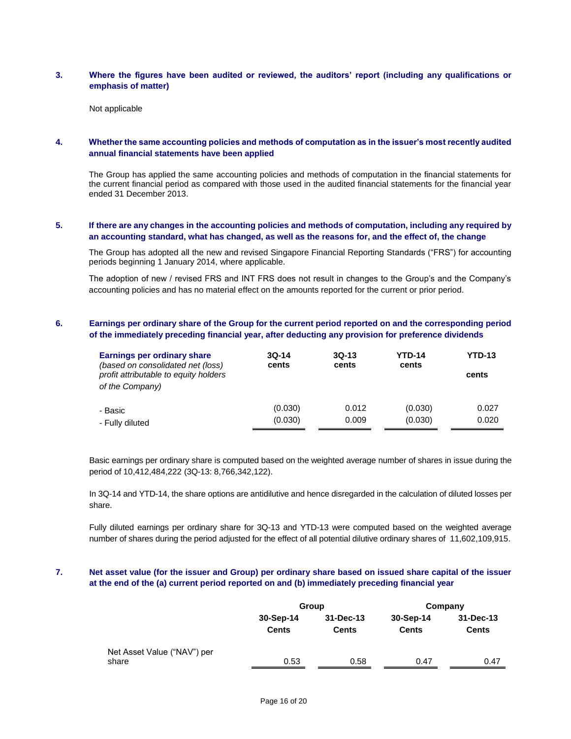## 3. Where the figures have been audited or reviewed, the auditors' report (including any qualifications or emphasis of matter)

Not applicable

## 4. Whether the same accounting policies and methods of computation as in the issuer's most recently audited annual financial statements have been applied

The Group has applied the same accounting policies and methods of computation in the financial statements for the current financial period as compared with those used in the audited financial statements for the financial year ended 31 December 2013.

## 5. If there are any changes in the accounting policies and methods of computation, including any required by an accounting standard, what has changed, as well as the reasons for, and the effect of, the change

The Group has adopted all the new and revised Singapore Financial Reporting Standards ("FRS") for accounting periods beginning 1 January 2014, where applicable.

The adoption of new / revised FRS and INT FRS does not result in changes to the Group's and the Company's accounting policies and has no material effect on the amounts reported for the current or prior period.

## 6. Earnings per ordinary share of the Group for the current period reported on and the corresponding period of the immediately preceding financial year, after deducting any provision for preference dividends

| **Earnings per ordinary share** *(based on consolidated net (loss) profit attributable to equity holders of the Company)* | **3Q-14 cents** | **3Q-13 cents** | **YTD-14 cents** | **YTD-13 cents** |
|---|---|---|---|---|
| - Basic | (0.030) | 0.012 | (0.030) | 0.027 |
| - Fully diluted | (0.030) | 0.009 | (0.030) | 0.020 |

Basic earnings per ordinary share is computed based on the weighted average number of shares in issue during the period of 10,412,484,222 (3Q-13: 8,766,342,122).

In 3Q-14 and YTD-14, the share options are antidilutive and hence disregarded in the calculation of diluted losses per share.

Fully diluted earnings per ordinary share for 3Q-13 and YTD-13 were computed based on the weighted average number of shares during the period adjusted for the effect of all potential dilutive ordinary shares of 11,602,109,915.

## 7. Net asset value (for the issuer and Group) per ordinary share based on issued share capital of the issuer at the end of the (a) current period reported on and (b) immediately preceding financial year

| | **Group** | | **Company** | |
|---|---|---|---|---|
| | **30-Sep-14 Cents** | **31-Dec-13 Cents** | **30-Sep-14 Cents** | **31-Dec-13 Cents** |
| Net Asset Value ("NAV") per share | 0.53 | 0.58 | 0.47 | 0.47 |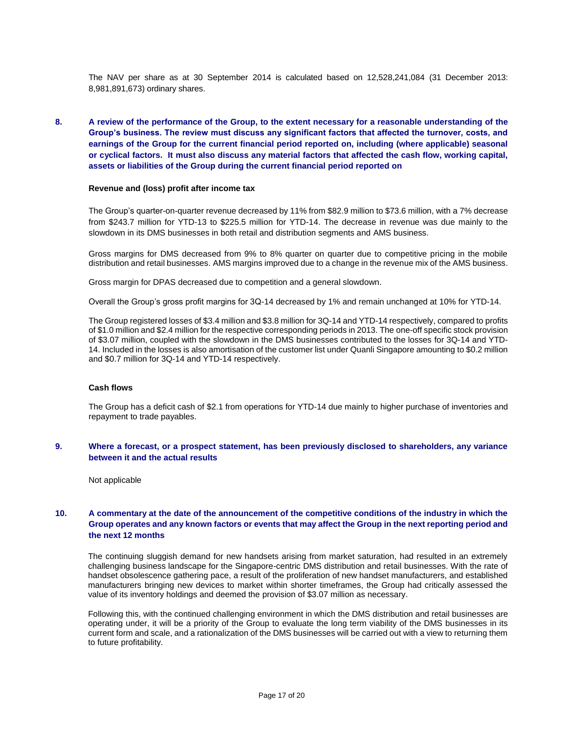The NAV per share as at 30 September 2014 is calculated based on 12,528,241,084 (31 December 2013: 8,981,891,673) ordinary shares.

**8. A review of the performance of the Group, to the extent necessary for a reasonable understanding of the Group's business. The review must discuss any significant factors that affected the turnover, costs, and earnings of the Group for the current financial period reported on, including (where applicable) seasonal or cyclical factors. It must also discuss any material factors that affected the cash flow, working capital, assets or liabilities of the Group during the current financial period reported on**

**Revenue and (loss) profit after income tax**

The Group's quarter-on-quarter revenue decreased by 11% from $82.9 million to $73.6 million, with a 7% decrease from $243.7 million for YTD-13 to $225.5 million for YTD-14. The decrease in revenue was due mainly to the slowdown in its DMS businesses in both retail and distribution segments and AMS business.

Gross margins for DMS decreased from 9% to 8% quarter on quarter due to competitive pricing in the mobile distribution and retail businesses. AMS margins improved due to a change in the revenue mix of the AMS business.

Gross margin for DPAS decreased due to competition and a general slowdown.

Overall the Group's gross profit margins for 3Q-14 decreased by 1% and remain unchanged at 10% for YTD-14.

The Group registered losses of $3.4 million and $3.8 million for 3Q-14 and YTD-14 respectively, compared to profits of $1.0 million and $2.4 million for the respective corresponding periods in 2013. The one-off specific stock provision of $3.07 million, coupled with the slowdown in the DMS businesses contributed to the losses for 3Q-14 and YTD-14. Included in the losses is also amortisation of the customer list under Quanli Singapore amounting to $0.2 million and $0.7 million for 3Q-14 and YTD-14 respectively.

**Cash flows**

The Group has a deficit cash of $2.1 from operations for YTD-14 due mainly to higher purchase of inventories and repayment to trade payables.

**9. Where a forecast, or a prospect statement, has been previously disclosed to shareholders, any variance between it and the actual results**

Not applicable

**10. A commentary at the date of the announcement of the competitive conditions of the industry in which the Group operates and any known factors or events that may affect the Group in the next reporting period and the next 12 months**

The continuing sluggish demand for new handsets arising from market saturation, had resulted in an extremely challenging business landscape for the Singapore-centric DMS distribution and retail businesses. With the rate of handset obsolescence gathering pace, a result of the proliferation of new handset manufacturers, and established manufacturers bringing new devices to market within shorter timeframes, the Group had critically assessed the value of its inventory holdings and deemed the provision of $3.07 million as necessary.

Following this, with the continued challenging environment in which the DMS distribution and retail businesses are operating under, it will be a priority of the Group to evaluate the long term viability of the DMS businesses in its current form and scale, and a rationalization of the DMS businesses will be carried out with a view to returning them to future profitability.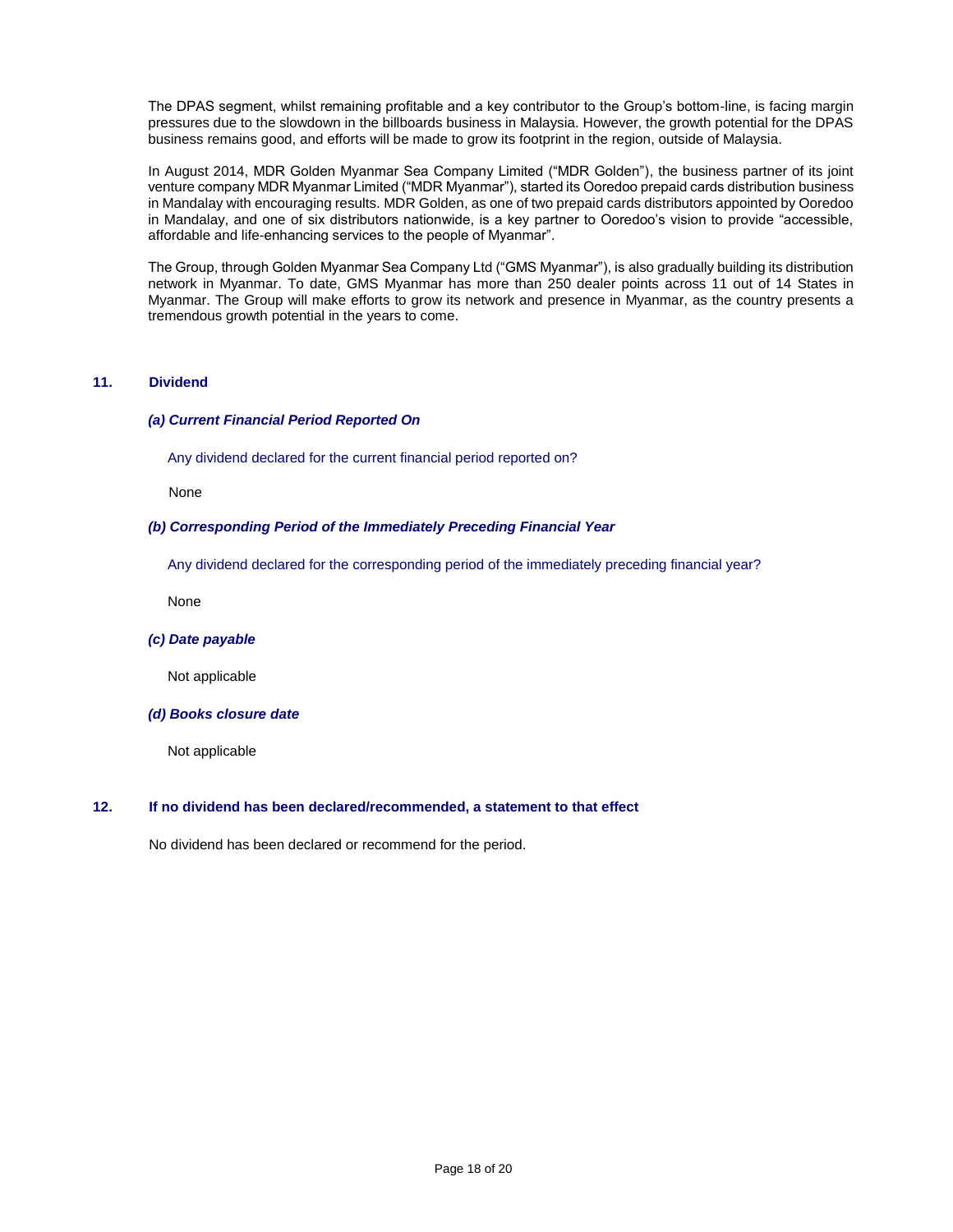The DPAS segment, whilst remaining profitable and a key contributor to the Group's bottom-line, is facing margin pressures due to the slowdown in the billboards business in Malaysia. However, the growth potential for the DPAS business remains good, and efforts will be made to grow its footprint in the region, outside of Malaysia.

In August 2014, MDR Golden Myanmar Sea Company Limited ("MDR Golden"), the business partner of its joint venture company MDR Myanmar Limited ("MDR Myanmar"), started its Ooredoo prepaid cards distribution business in Mandalay with encouraging results. MDR Golden, as one of two prepaid cards distributors appointed by Ooredoo in Mandalay, and one of six distributors nationwide, is a key partner to Ooredoo's vision to provide "accessible, affordable and life-enhancing services to the people of Myanmar".

The Group, through Golden Myanmar Sea Company Ltd ("GMS Myanmar"), is also gradually building its distribution network in Myanmar. To date, GMS Myanmar has more than 250 dealer points across 11 out of 14 States in Myanmar. The Group will make efforts to grow its network and presence in Myanmar, as the country presents a tremendous growth potential in the years to come.

## 11. Dividend

### *(a) Current Financial Period Reported On*

Any dividend declared for the current financial period reported on?

None

### *(b) Corresponding Period of the Immediately Preceding Financial Year*

Any dividend declared for the corresponding period of the immediately preceding financial year?

None

### *(c) Date payable*

Not applicable

### *(d) Books closure date*

Not applicable

## 12. If no dividend has been declared/recommended, a statement to that effect

No dividend has been declared or recommend for the period.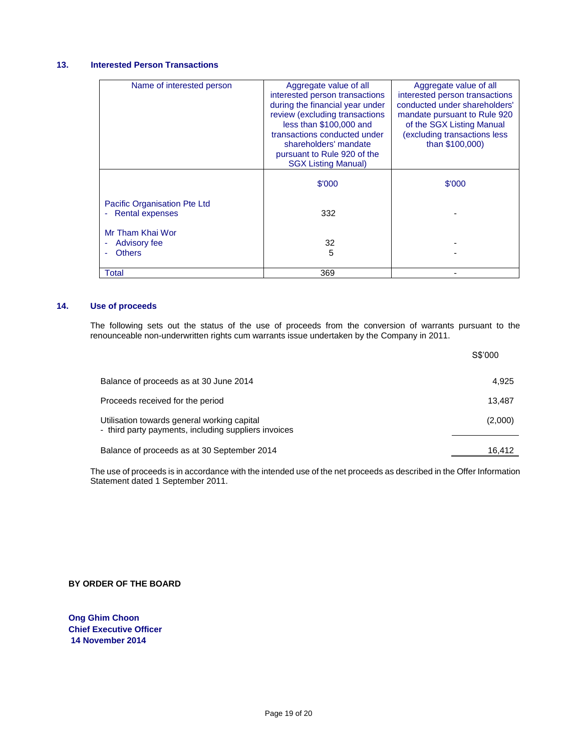### 13. Interested Person Transactions

| Name of interested person | Aggregate value of all interested person transactions during the financial year under review (excluding transactions less than $100,000 and transactions conducted under shareholders' mandate pursuant to Rule 920 of the SGX Listing Manual) | Aggregate value of all interested person transactions conducted under shareholders' mandate pursuant to Rule 920 of the SGX Listing Manual (excluding transactions less than $100,000) |
|---|---|---|
| | $'000 | $'000 |
| Pacific Organisation Pte Ltd | | |
| - Rental expenses | 332 | - |
| Mr Tham Khai Wor | | |
| - Advisory fee | 32 | - |
| - Others | 5 | - |
| Total | 369 | - |

### 14. Use of proceeds

The following sets out the status of the use of proceeds from the conversion of warrants pursuant to the renounceable non-underwritten rights cum warrants issue undertaken by the Company in 2011.

| | S$'000 |
|---|---|
| Balance of proceeds as at 30 June 2014 | 4,925 |
| Proceeds received for the period | 13,487 |
| Utilisation towards general working capital<br>- third party payments, including suppliers invoices | (2,000) |
| Balance of proceeds as at 30 September 2014 | 16,412 |

The use of proceeds is in accordance with the intended use of the net proceeds as described in the Offer Information Statement dated 1 September 2011.

**BY ORDER OF THE BOARD**

**Ong Ghim Choon**
**Chief Executive Officer**
**14 November 2014**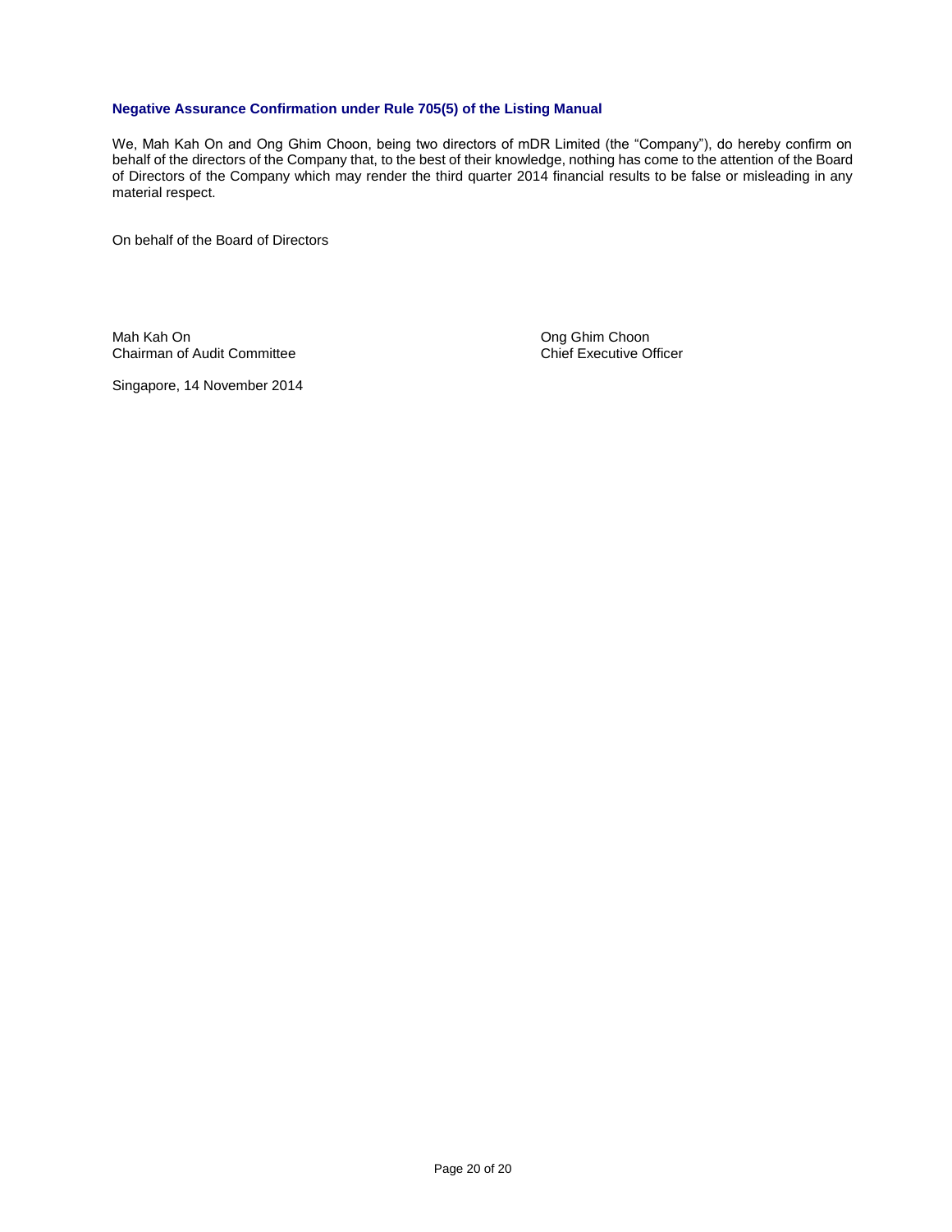**Negative Assurance Confirmation under Rule 705(5) of the Listing Manual**

We, Mah Kah On and Ong Ghim Choon, being two directors of mDR Limited (the "Company"), do hereby confirm on behalf of the directors of the Company that, to the best of their knowledge, nothing has come to the attention of the Board of Directors of the Company which may render the third quarter 2014 financial results to be false or misleading in any material respect.

On behalf of the Board of Directors

Mah Kah On
Chairman of Audit Committee

Ong Ghim Choon
Chief Executive Officer

Singapore, 14 November 2014